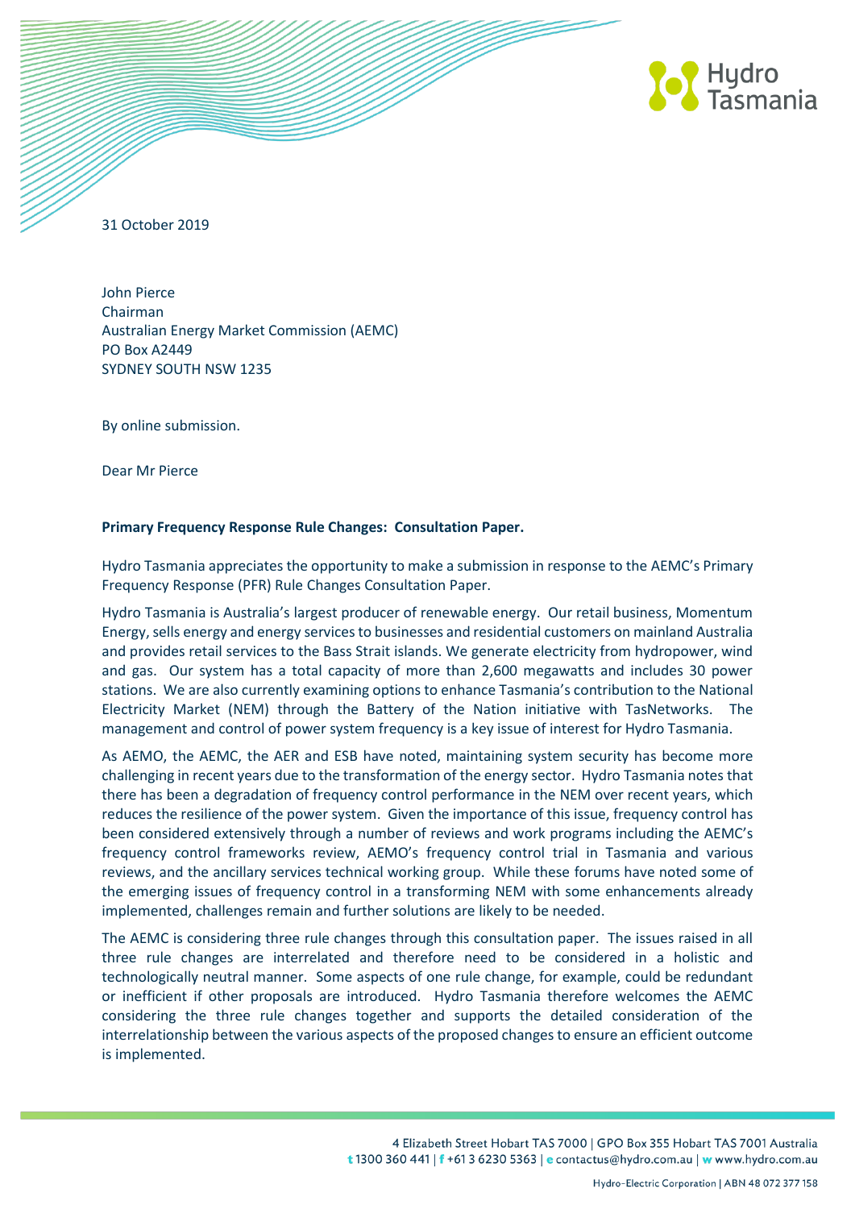31 October 2019

John Pierce
Chairman
Australian Energy Market Commission (AEMC)
PO Box A2449
SYDNEY SOUTH NSW 1235

By online submission.

Dear Mr Pierce

**Primary Frequency Response Rule Changes: Consultation Paper.**

Hydro Tasmania appreciates the opportunity to make a submission in response to the AEMC's Primary Frequency Response (PFR) Rule Changes Consultation Paper.

Hydro Tasmania is Australia's largest producer of renewable energy. Our retail business, Momentum Energy, sells energy and energy services to businesses and residential customers on mainland Australia and provides retail services to the Bass Strait islands. We generate electricity from hydropower, wind and gas. Our system has a total capacity of more than 2,600 megawatts and includes 30 power stations. We are also currently examining options to enhance Tasmania's contribution to the National Electricity Market (NEM) through the Battery of the Nation initiative with TasNetworks. The management and control of power system frequency is a key issue of interest for Hydro Tasmania.

As AEMO, the AEMC, the AER and ESB have noted, maintaining system security has become more challenging in recent years due to the transformation of the energy sector. Hydro Tasmania notes that there has been a degradation of frequency control performance in the NEM over recent years, which reduces the resilience of the power system. Given the importance of this issue, frequency control has been considered extensively through a number of reviews and work programs including the AEMC's frequency control frameworks review, AEMO's frequency control trial in Tasmania and various reviews, and the ancillary services technical working group. While these forums have noted some of the emerging issues of frequency control in a transforming NEM with some enhancements already implemented, challenges remain and further solutions are likely to be needed.

The AEMC is considering three rule changes through this consultation paper. The issues raised in all three rule changes are interrelated and therefore need to be considered in a holistic and technologically neutral manner. Some aspects of one rule change, for example, could be redundant or inefficient if other proposals are introduced. Hydro Tasmania therefore welcomes the AEMC considering the three rule changes together and supports the detailed consideration of the interrelationship between the various aspects of the proposed changes to ensure an efficient outcome is implemented.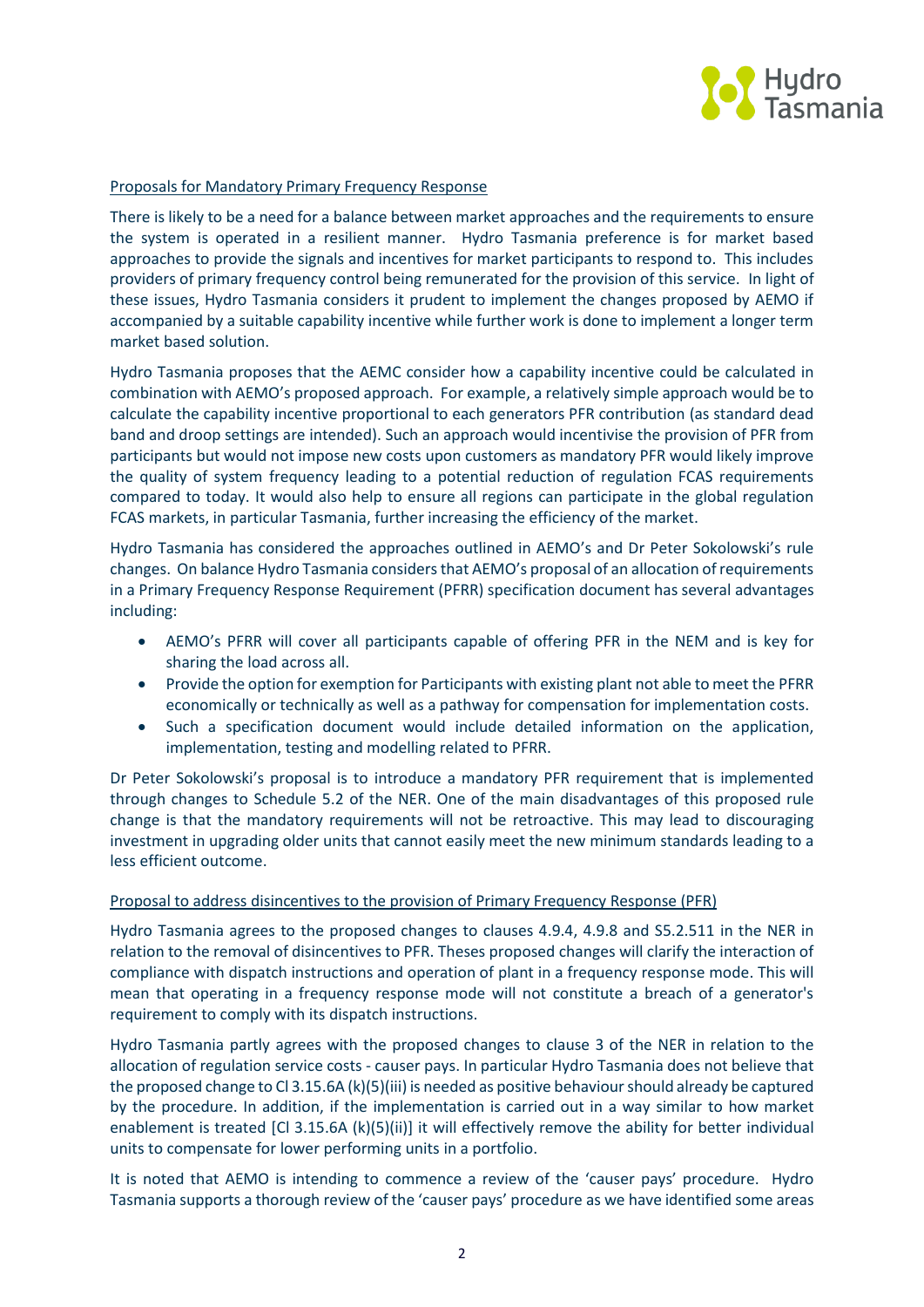Proposals for Mandatory Primary Frequency Response

There is likely to be a need for a balance between market approaches and the requirements to ensure the system is operated in a resilient manner. Hydro Tasmania preference is for market based approaches to provide the signals and incentives for market participants to respond to. This includes providers of primary frequency control being remunerated for the provision of this service. In light of these issues, Hydro Tasmania considers it prudent to implement the changes proposed by AEMO if accompanied by a suitable capability incentive while further work is done to implement a longer term market based solution.

Hydro Tasmania proposes that the AEMC consider how a capability incentive could be calculated in combination with AEMO's proposed approach. For example, a relatively simple approach would be to calculate the capability incentive proportional to each generators PFR contribution (as standard dead band and droop settings are intended). Such an approach would incentivise the provision of PFR from participants but would not impose new costs upon customers as mandatory PFR would likely improve the quality of system frequency leading to a potential reduction of regulation FCAS requirements compared to today. It would also help to ensure all regions can participate in the global regulation FCAS markets, in particular Tasmania, further increasing the efficiency of the market.

Hydro Tasmania has considered the approaches outlined in AEMO's and Dr Peter Sokolowski's rule changes. On balance Hydro Tasmania considers that AEMO's proposal of an allocation of requirements in a Primary Frequency Response Requirement (PFRR) specification document has several advantages including:

- AEMO's PFRR will cover all participants capable of offering PFR in the NEM and is key for sharing the load across all.
- Provide the option for exemption for Participants with existing plant not able to meet the PFRR economically or technically as well as a pathway for compensation for implementation costs.
- Such a specification document would include detailed information on the application, implementation, testing and modelling related to PFRR.

Dr Peter Sokolowski's proposal is to introduce a mandatory PFR requirement that is implemented through changes to Schedule 5.2 of the NER. One of the main disadvantages of this proposed rule change is that the mandatory requirements will not be retroactive. This may lead to discouraging investment in upgrading older units that cannot easily meet the new minimum standards leading to a less efficient outcome.

Proposal to address disincentives to the provision of Primary Frequency Response (PFR)

Hydro Tasmania agrees to the proposed changes to clauses 4.9.4, 4.9.8 and S5.2.511 in the NER in relation to the removal of disincentives to PFR. Theses proposed changes will clarify the interaction of compliance with dispatch instructions and operation of plant in a frequency response mode. This will mean that operating in a frequency response mode will not constitute a breach of a generator's requirement to comply with its dispatch instructions.

Hydro Tasmania partly agrees with the proposed changes to clause 3 of the NER in relation to the allocation of regulation service costs - causer pays. In particular Hydro Tasmania does not believe that the proposed change to Cl 3.15.6A (k)(5)(iii) is needed as positive behaviour should already be captured by the procedure. In addition, if the implementation is carried out in a way similar to how market enablement is treated [Cl 3.15.6A (k)(5)(ii)] it will effectively remove the ability for better individual units to compensate for lower performing units in a portfolio.

It is noted that AEMO is intending to commence a review of the 'causer pays' procedure. Hydro Tasmania supports a thorough review of the 'causer pays' procedure as we have identified some areas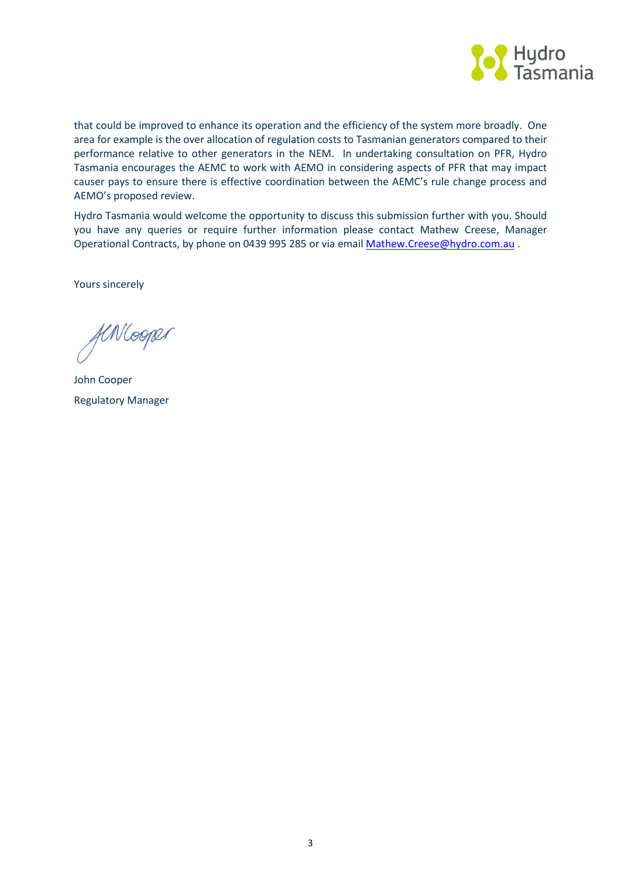that could be improved to enhance its operation and the efficiency of the system more broadly. One area for example is the over allocation of regulation costs to Tasmanian generators compared to their performance relative to other generators in the NEM. In undertaking consultation on PFR, Hydro Tasmania encourages the AEMC to work with AEMO in considering aspects of PFR that may impact causer pays to ensure there is effective coordination between the AEMC's rule change process and AEMO's proposed review.

Hydro Tasmania would welcome the opportunity to discuss this submission further with you. Should you have any queries or require further information please contact Mathew Creese, Manager Operational Contracts, by phone on 0439 995 285 or via email Mathew.Creese@hydro.com.au .

Yours sincerely

John Cooper

Regulatory Manager